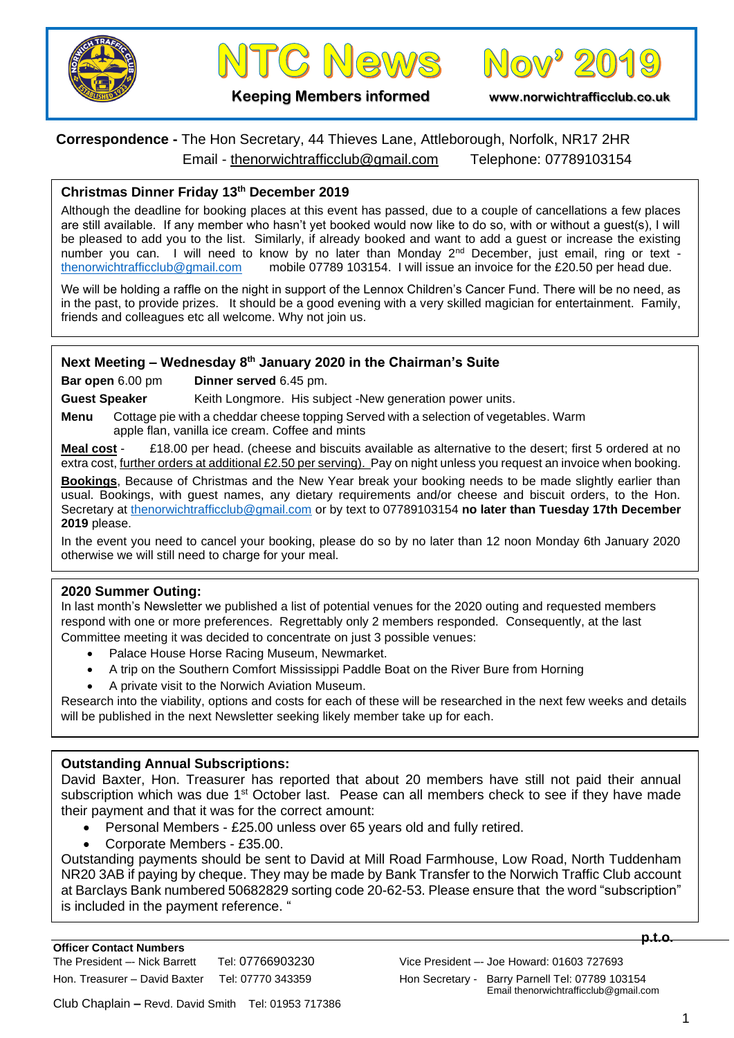# NTC News Nov' 2019

**Keeping Members informed** www.norwichtrafficclub.co.uk

**Correspondence -** The Hon Secretary, 44 Thieves Lane, Attleborough, Norfolk, NR17 2HR
Email - thenorwichtrafficclub@gmail.com Telephone: 07789103154

## Christmas Dinner Friday 13th December 2019

Although the deadline for booking places at this event has passed, due to a couple of cancellations a few places are still available. If any member who hasn't yet booked would now like to do so, with or without a guest(s), I will be pleased to add you to the list. Similarly, if already booked and want to add a guest or increase the existing number you can. I will need to know by no later than Monday 2nd December, just email, ring or text - thenorwichtrafficclub@gmail.com mobile 07789 103154. I will issue an invoice for the £20.50 per head due.

We will be holding a raffle on the night in support of the Lennox Children's Cancer Fund. There will be no need, as in the past, to provide prizes. It should be a good evening with a very skilled magician for entertainment. Family, friends and colleagues etc all welcome. Why not join us.

## Next Meeting – Wednesday 8th January 2020 in the Chairman's Suite

**Bar open** 6.00 pm **Dinner served** 6.45 pm.

**Guest Speaker** Keith Longmore. His subject -New generation power units.

**Menu** Cottage pie with a cheddar cheese topping Served with a selection of vegetables. Warm apple flan, vanilla ice cream. Coffee and mints

**Meal cost** - £18.00 per head. (cheese and biscuits available as alternative to the desert; first 5 ordered at no extra cost, further orders at additional £2.50 per serving). Pay on night unless you request an invoice when booking.

**Bookings**, Because of Christmas and the New Year break your booking needs to be made slightly earlier than usual. Bookings, with guest names, any dietary requirements and/or cheese and biscuit orders, to the Hon. Secretary at thenorwichtrafficclub@gmail.com or by text to 07789103154 **no later than Tuesday 17th December 2019** please.

In the event you need to cancel your booking, please do so by no later than 12 noon Monday 6th January 2020 otherwise we will still need to charge for your meal.

## 2020 Summer Outing:

In last month's Newsletter we published a list of potential venues for the 2020 outing and requested members respond with one or more preferences. Regrettably only 2 members responded. Consequently, at the last Committee meeting it was decided to concentrate on just 3 possible venues:

- Palace House Horse Racing Museum, Newmarket.
- A trip on the Southern Comfort Mississippi Paddle Boat on the River Bure from Horning
- A private visit to the Norwich Aviation Museum.

Research into the viability, options and costs for each of these will be researched in the next few weeks and details will be published in the next Newsletter seeking likely member take up for each.

## Outstanding Annual Subscriptions:

David Baxter, Hon. Treasurer has reported that about 20 members have still not paid their annual subscription which was due 1st October last. Pease can all members check to see if they have made their payment and that it was for the correct amount:

- Personal Members - £25.00 unless over 65 years old and fully retired.
- Corporate Members - £35.00.

Outstanding payments should be sent to David at Mill Road Farmhouse, Low Road, North Tuddenham NR20 3AB if paying by cheque. They may be made by Bank Transfer to the Norwich Traffic Club account at Barclays Bank numbered 50682829 sorting code 20-62-53. Please ensure that the word "subscription" is included in the payment reference. "

**p.t.o.**

**Officer Contact Numbers**

The President –- Nick Barrett Tel: 07766903230

Vice President –- Joe Howard: 01603 727693

Hon. Treasurer – David Baxter Tel: 07770 343359

Hon Secretary - Barry Parnell Tel: 07789 103154
Email thenorwichtrafficclub@gmail.com

Club Chaplain – Revd. David Smith Tel: 01953 717386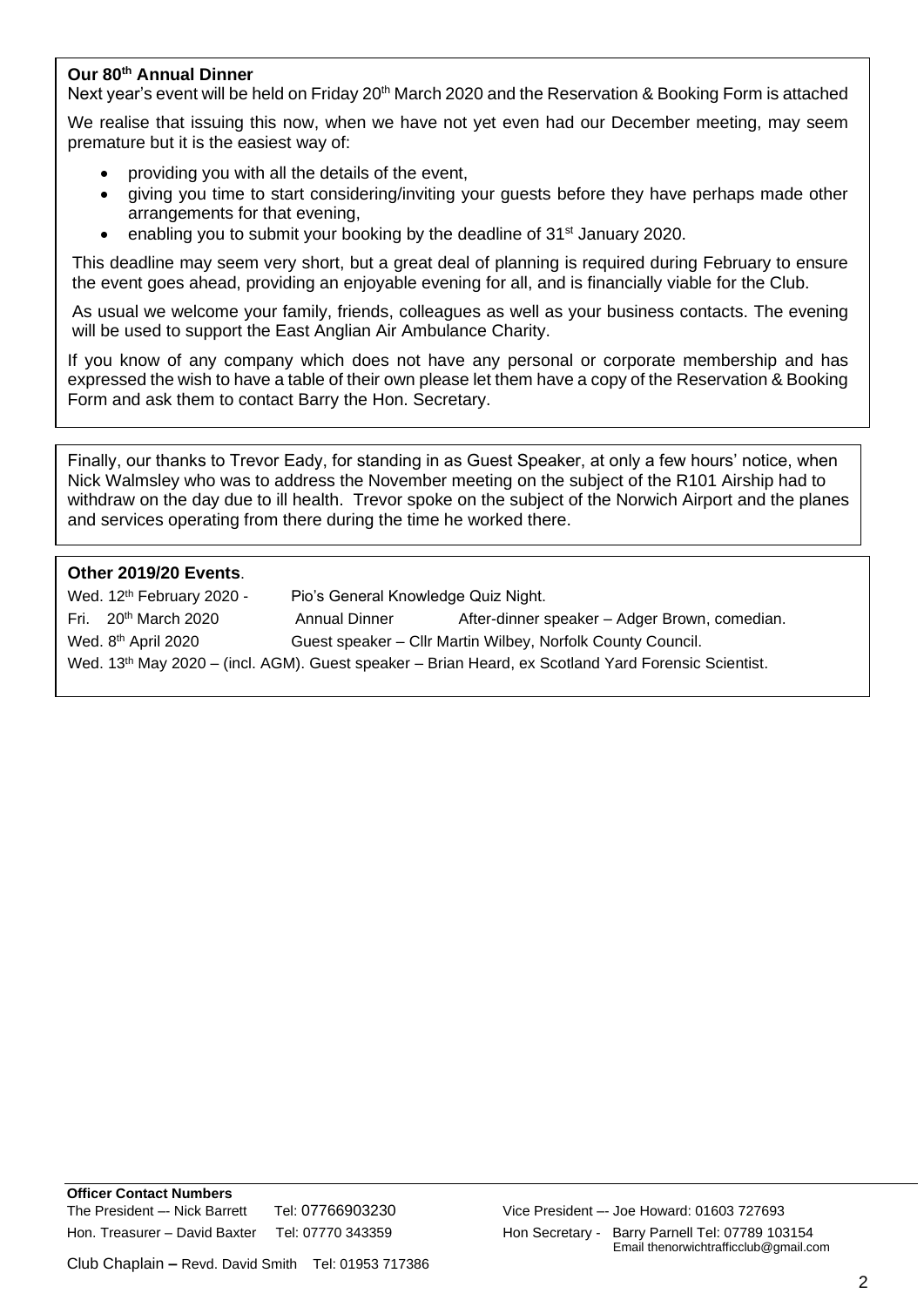**Our 80th Annual Dinner**

Next year's event will be held on Friday 20th March 2020 and the Reservation & Booking Form is attached

We realise that issuing this now, when we have not yet even had our December meeting, may seem premature but it is the easiest way of:

- providing you with all the details of the event,
- giving you time to start considering/inviting your guests before they have perhaps made other arrangements for that evening,
- enabling you to submit your booking by the deadline of 31st January 2020.

This deadline may seem very short, but a great deal of planning is required during February to ensure the event goes ahead, providing an enjoyable evening for all, and is financially viable for the Club.

As usual we welcome your family, friends, colleagues as well as your business contacts. The evening will be used to support the East Anglian Air Ambulance Charity.

If you know of any company which does not have any personal or corporate membership and has expressed the wish to have a table of their own please let them have a copy of the Reservation & Booking Form and ask them to contact Barry the Hon. Secretary.

Finally, our thanks to Trevor Eady, for standing in as Guest Speaker, at only a few hours' notice, when Nick Walmsley who was to address the November meeting on the subject of the R101 Airship had to withdraw on the day due to ill health. Trevor spoke on the subject of the Norwich Airport and the planes and services operating from there during the time he worked there.

**Other 2019/20 Events**.

Wed. 12th February 2020 - Pio's General Knowledge Quiz Night.

Fri. 20th March 2020 Annual Dinner After-dinner speaker – Adger Brown, comedian.

Wed. 8th April 2020 Guest speaker – Cllr Martin Wilbey, Norfolk County Council.

Wed. 13th May 2020 – (incl. AGM). Guest speaker – Brian Heard, ex Scotland Yard Forensic Scientist.

**Officer Contact Numbers**

The President –- Nick Barrett Tel: 07766903230

Hon. Treasurer – David Baxter Tel: 07770 343359

Club Chaplain – Revd. David Smith Tel: 01953 717386

Vice President –- Joe Howard: 01603 727693

Hon Secretary - Barry Parnell Tel: 07789 103154
Email thenorwichtrafficclub@gmail.com